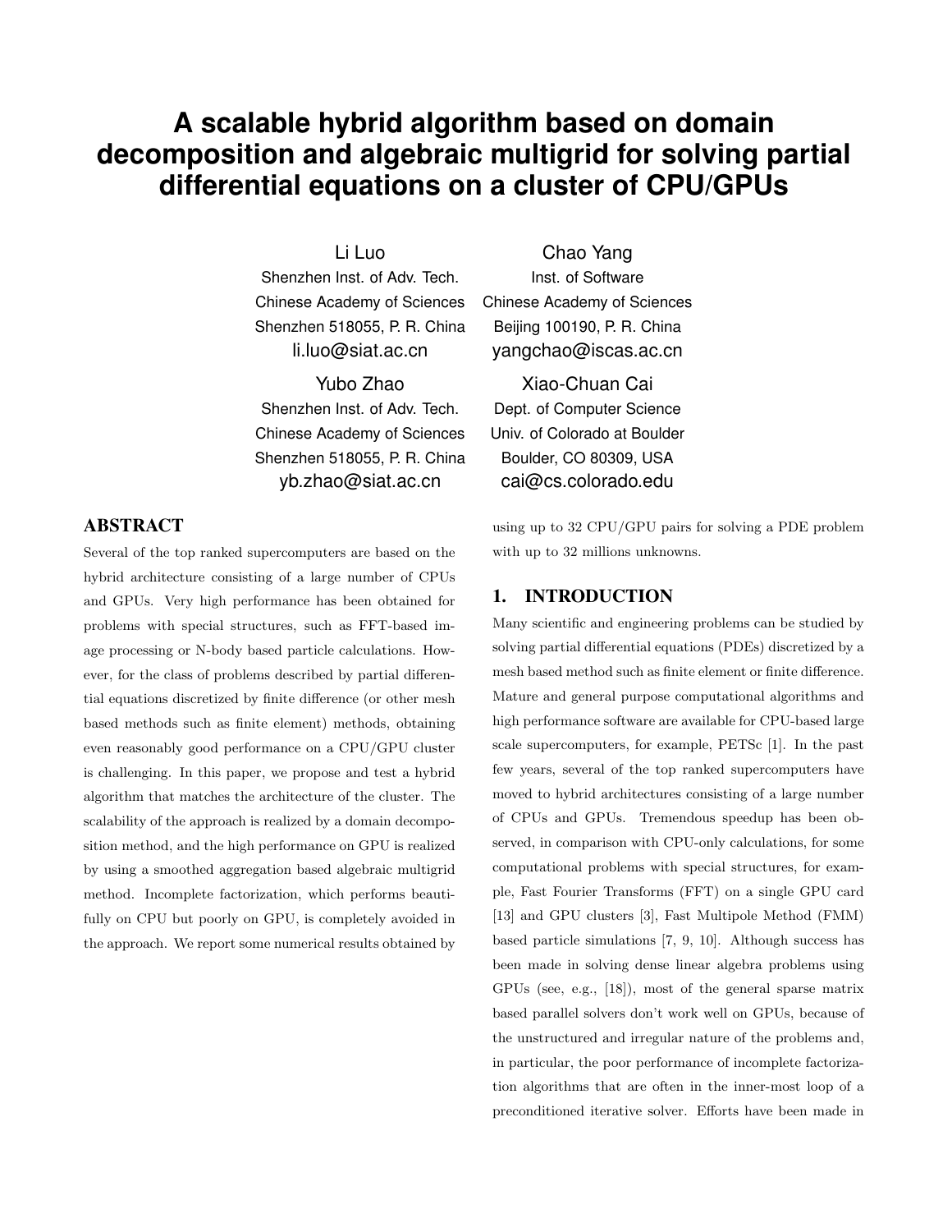# A scalable hybrid algorithm based on domain decomposition and algebraic multigrid for solving partial differential equations on a cluster of CPU/GPUs

Li Luo
Shenzhen Inst. of Adv. Tech.
Chinese Academy of Sciences
Shenzhen 518055, P. R. China
li.luo@siat.ac.cn

Chao Yang
Inst. of Software
Chinese Academy of Sciences
Beijing 100190, P. R. China
yangchao@iscas.ac.cn

Yubo Zhao
Shenzhen Inst. of Adv. Tech.
Chinese Academy of Sciences
Shenzhen 518055, P. R. China
yb.zhao@siat.ac.cn

Xiao-Chuan Cai
Dept. of Computer Science
Univ. of Colorado at Boulder
Boulder, CO 80309, USA
cai@cs.colorado.edu

## ABSTRACT

Several of the top ranked supercomputers are based on the hybrid architecture consisting of a large number of CPUs and GPUs. Very high performance has been obtained for problems with special structures, such as FFT-based image processing or N-body based particle calculations. However, for the class of problems described by partial differential equations discretized by finite difference (or other mesh based methods such as finite element) methods, obtaining even reasonably good performance on a CPU/GPU cluster is challenging. In this paper, we propose and test a hybrid algorithm that matches the architecture of the cluster. The scalability of the approach is realized by a domain decomposition method, and the high performance on GPU is realized by using a smoothed aggregation based algebraic multigrid method. Incomplete factorization, which performs beautifully on CPU but poorly on GPU, is completely avoided in the approach. We report some numerical results obtained by using up to 32 CPU/GPU pairs for solving a PDE problem with up to 32 millions unknowns.

## 1. INTRODUCTION

Many scientific and engineering problems can be studied by solving partial differential equations (PDEs) discretized by a mesh based method such as finite element or finite difference. Mature and general purpose computational algorithms and high performance software are available for CPU-based large scale supercomputers, for example, PETSc [1]. In the past few years, several of the top ranked supercomputers have moved to hybrid architectures consisting of a large number of CPUs and GPUs. Tremendous speedup has been observed, in comparison with CPU-only calculations, for some computational problems with special structures, for example, Fast Fourier Transforms (FFT) on a single GPU card [13] and GPU clusters [3], Fast Multipole Method (FMM) based particle simulations [7, 9, 10]. Although success has been made in solving dense linear algebra problems using GPUs (see, e.g., [18]), most of the general sparse matrix based parallel solvers don't work well on GPUs, because of the unstructured and irregular nature of the problems and, in particular, the poor performance of incomplete factorization algorithms that are often in the inner-most loop of a preconditioned iterative solver. Efforts have been made in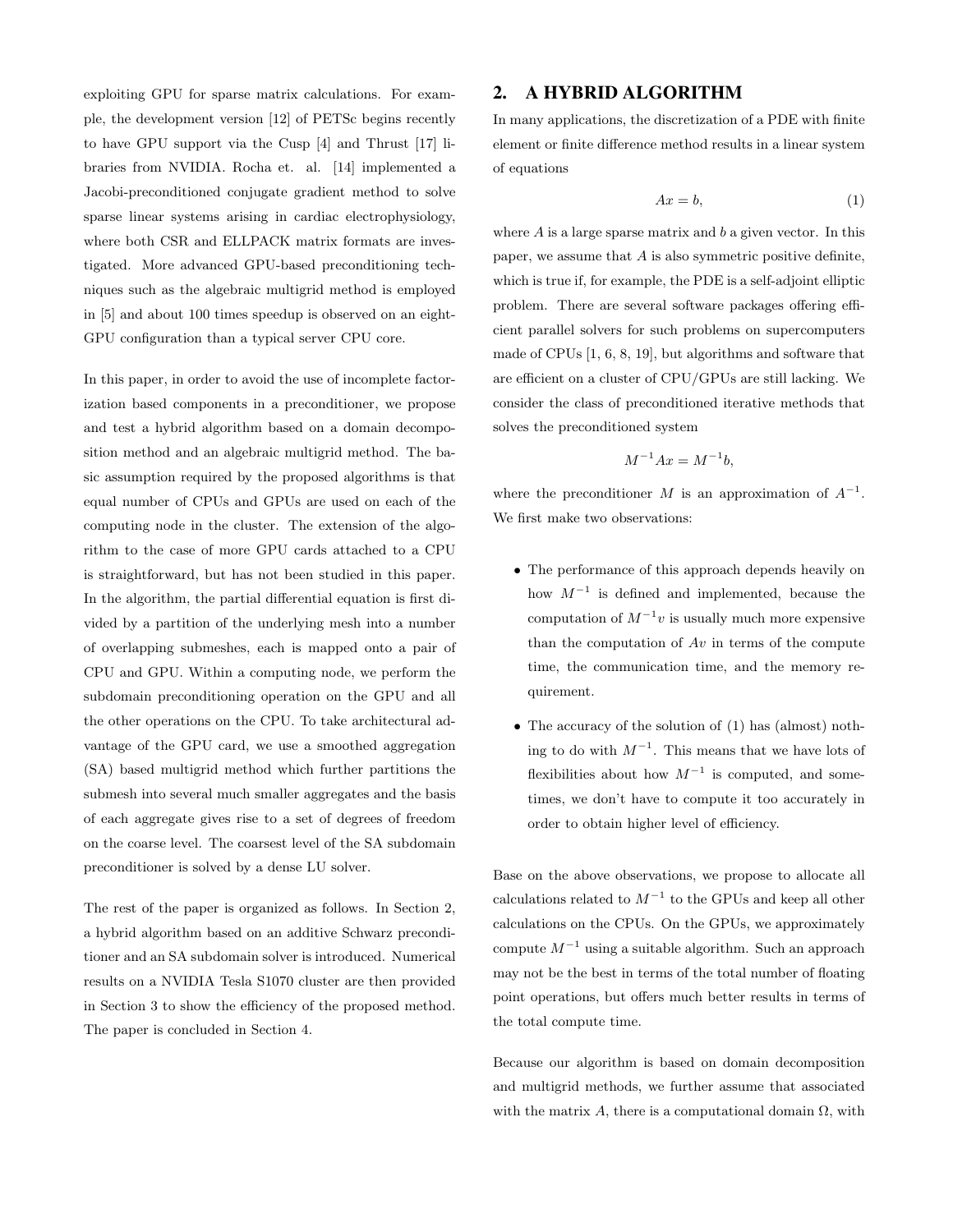exploiting GPU for sparse matrix calculations. For example, the development version [12] of PETSc begins recently to have GPU support via the Cusp [4] and Thrust [17] libraries from NVIDIA. Rocha et. al. [14] implemented a Jacobi-preconditioned conjugate gradient method to solve sparse linear systems arising in cardiac electrophysiology, where both CSR and ELLPACK matrix formats are investigated. More advanced GPU-based preconditioning techniques such as the algebraic multigrid method is employed in [5] and about 100 times speedup is observed on an eight-GPU configuration than a typical server CPU core.

In this paper, in order to avoid the use of incomplete factorization based components in a preconditioner, we propose and test a hybrid algorithm based on a domain decomposition method and an algebraic multigrid method. The basic assumption required by the proposed algorithms is that equal number of CPUs and GPUs are used on each of the computing node in the cluster. The extension of the algorithm to the case of more GPU cards attached to a CPU is straightforward, but has not been studied in this paper. In the algorithm, the partial differential equation is first divided by a partition of the underlying mesh into a number of overlapping submeshes, each is mapped onto a pair of CPU and GPU. Within a computing node, we perform the subdomain preconditioning operation on the GPU and all the other operations on the CPU. To take architectural advantage of the GPU card, we use a smoothed aggregation (SA) based multigrid method which further partitions the submesh into several much smaller aggregates and the basis of each aggregate gives rise to a set of degrees of freedom on the coarse level. The coarsest level of the SA subdomain preconditioner is solved by a dense LU solver.

The rest of the paper is organized as follows. In Section 2, a hybrid algorithm based on an additive Schwarz preconditioner and an SA subdomain solver is introduced. Numerical results on a NVIDIA Tesla S1070 cluster are then provided in Section 3 to show the efficiency of the proposed method. The paper is concluded in Section 4.

## 2. A HYBRID ALGORITHM

In many applications, the discretization of a PDE with finite element or finite difference method results in a linear system of equations

$$Ax = b, \tag{1}$$

where $A$ is a large sparse matrix and $b$ a given vector. In this paper, we assume that $A$ is also symmetric positive definite, which is true if, for example, the PDE is a self-adjoint elliptic problem. There are several software packages offering efficient parallel solvers for such problems on supercomputers made of CPUs [1, 6, 8, 19], but algorithms and software that are efficient on a cluster of CPU/GPUs are still lacking. We consider the class of preconditioned iterative methods that solves the preconditioned system

$$M^{-1}Ax = M^{-1}b,$$

where the preconditioner $M$ is an approximation of $A^{-1}$. We first make two observations:

- The performance of this approach depends heavily on how $M^{-1}$ is defined and implemented, because the computation of $M^{-1}v$ is usually much more expensive than the computation of $Av$ in terms of the compute time, the communication time, and the memory requirement.
- The accuracy of the solution of (1) has (almost) nothing to do with $M^{-1}$. This means that we have lots of flexibilities about how $M^{-1}$ is computed, and sometimes, we don't have to compute it too accurately in order to obtain higher level of efficiency.

Base on the above observations, we propose to allocate all calculations related to $M^{-1}$ to the GPUs and keep all other calculations on the CPUs. On the GPUs, we approximately compute $M^{-1}$ using a suitable algorithm. Such an approach may not be the best in terms of the total number of floating point operations, but offers much better results in terms of the total compute time.

Because our algorithm is based on domain decomposition and multigrid methods, we further assume that associated with the matrix $A$, there is a computational domain $\Omega$, with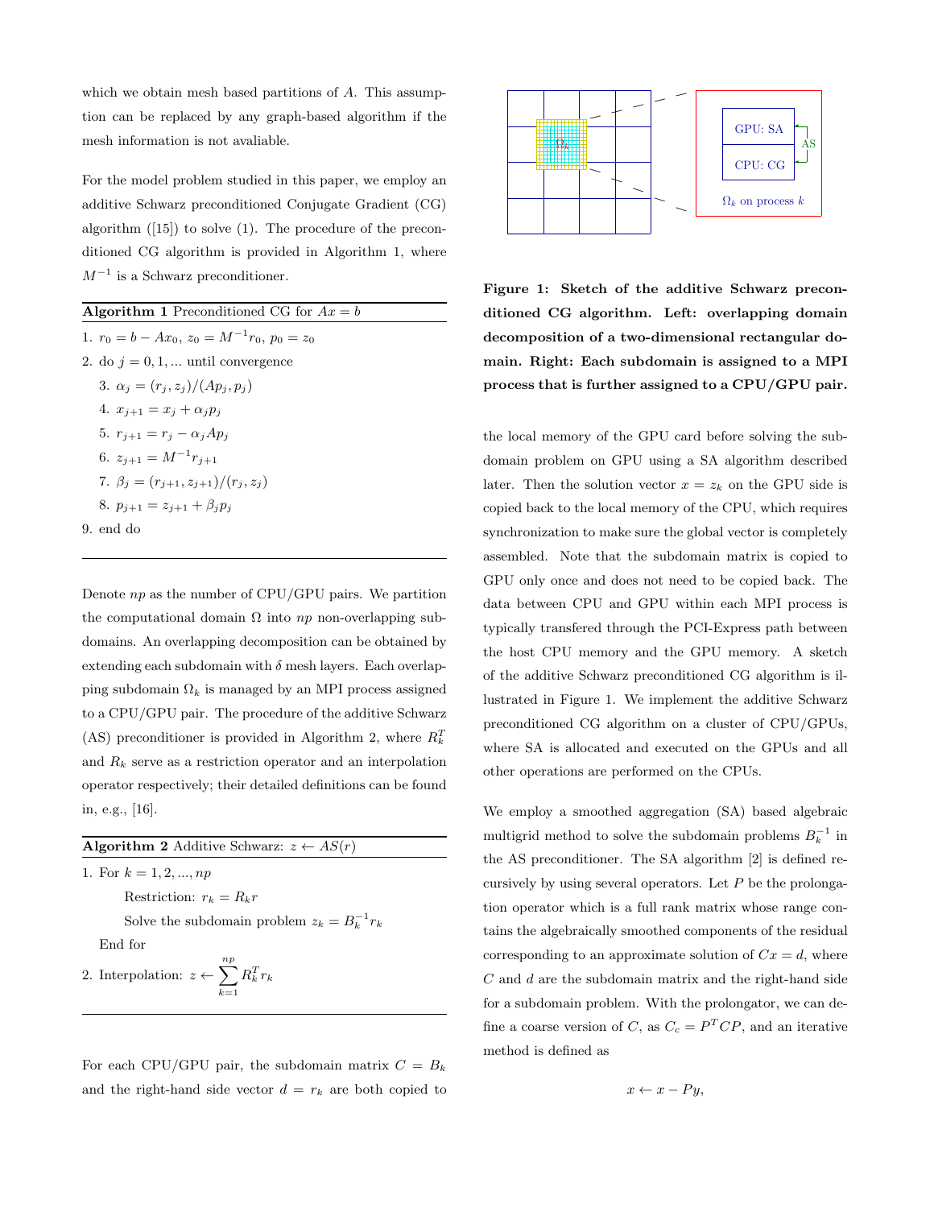which we obtain mesh based partitions of $A$. This assumption can be replaced by any graph-based algorithm if the mesh information is not avaliable.

For the model problem studied in this paper, we employ an additive Schwarz preconditioned Conjugate Gradient (CG) algorithm ([15]) to solve (1). The procedure of the preconditioned CG algorithm is provided in Algorithm 1, where $M^{-1}$ is a Schwarz preconditioner.

**Algorithm 1** Preconditioned CG for $Ax = b$

1. $r_0 = b - Ax_0$, $z_0 = M^{-1}r_0$, $p_0 = z_0$
2. do $j = 0, 1, ...$ until convergence
   3. $\alpha_j = (r_j, z_j)/(Ap_j, p_j)$
   4. $x_{j+1} = x_j + \alpha_j p_j$
   5. $r_{j+1} = r_j - \alpha_j Ap_j$
   6. $z_{j+1} = M^{-1}r_{j+1}$
   7. $\beta_j = (r_{j+1}, z_{j+1})/(r_j, z_j)$
   8. $p_{j+1} = z_{j+1} + \beta_j p_j$
9. end do

Denote $np$ as the number of CPU/GPU pairs. We partition the computational domain $\Omega$ into $np$ non-overlapping subdomains. An overlapping decomposition can be obtained by extending each subdomain with $\delta$ mesh layers. Each overlapping subdomain $\Omega_k$ is managed by an MPI process assigned to a CPU/GPU pair. The procedure of the additive Schwarz (AS) preconditioner is provided in Algorithm 2, where $R_k^T$ and $R_k$ serve as a restriction operator and an interpolation operator respectively; their detailed definitions can be found in, e.g., [16].

**Algorithm 2** Additive Schwarz: $z \leftarrow AS(r)$

1. For $k = 1, 2, ..., np$
   
   Restriction: $r_k = R_k r$
   
   Solve the subdomain problem $z_k = B_k^{-1} r_k$
   
   End for
2. Interpolation: $z \leftarrow \sum_{k=1}^{np} R_k^T r_k$

For each CPU/GPU pair, the subdomain matrix $C = B_k$ and the right-hand side vector $d = r_k$ are both copied to the local memory of the GPU card before solving the subdomain problem on GPU using a SA algorithm described later. Then the solution vector $x = z_k$ on the GPU side is copied back to the local memory of the CPU, which requires synchronization to make sure the global vector is completely assembled. Note that the subdomain matrix is copied to GPU only once and does not need to be copied back. The data between CPU and GPU within each MPI process is typically transfered through the PCI-Express path between the host CPU memory and the GPU memory. A sketch of the additive Schwarz preconditioned CG algorithm is illustrated in Figure 1. We implement the additive Schwarz preconditioned CG algorithm on a cluster of CPU/GPUs, where SA is allocated and executed on the GPUs and all other operations are performed on the CPUs.

**Figure 1: Sketch of the additive Schwarz preconditioned CG algorithm. Left: overlapping domain decomposition of a two-dimensional rectangular domain. Right: Each subdomain is assigned to a MPI process that is further assigned to a CPU/GPU pair.**

We employ a smoothed aggregation (SA) based algebraic multigrid method to solve the subdomain problems $B_k^{-1}$ in the AS preconditioner. The SA algorithm [2] is defined recursively by using several operators. Let $P$ be the prolongation operator which is a full rank matrix whose range contains the algebraically smoothed components of the residual corresponding to an approximate solution of $Cx = d$, where $C$ and $d$ are the subdomain matrix and the right-hand side for a subdomain problem. With the prolongator, we can define a coarse version of $C$, as $C_c = P^T CP$, and an iterative method is defined as

$$x \leftarrow x - Py,$$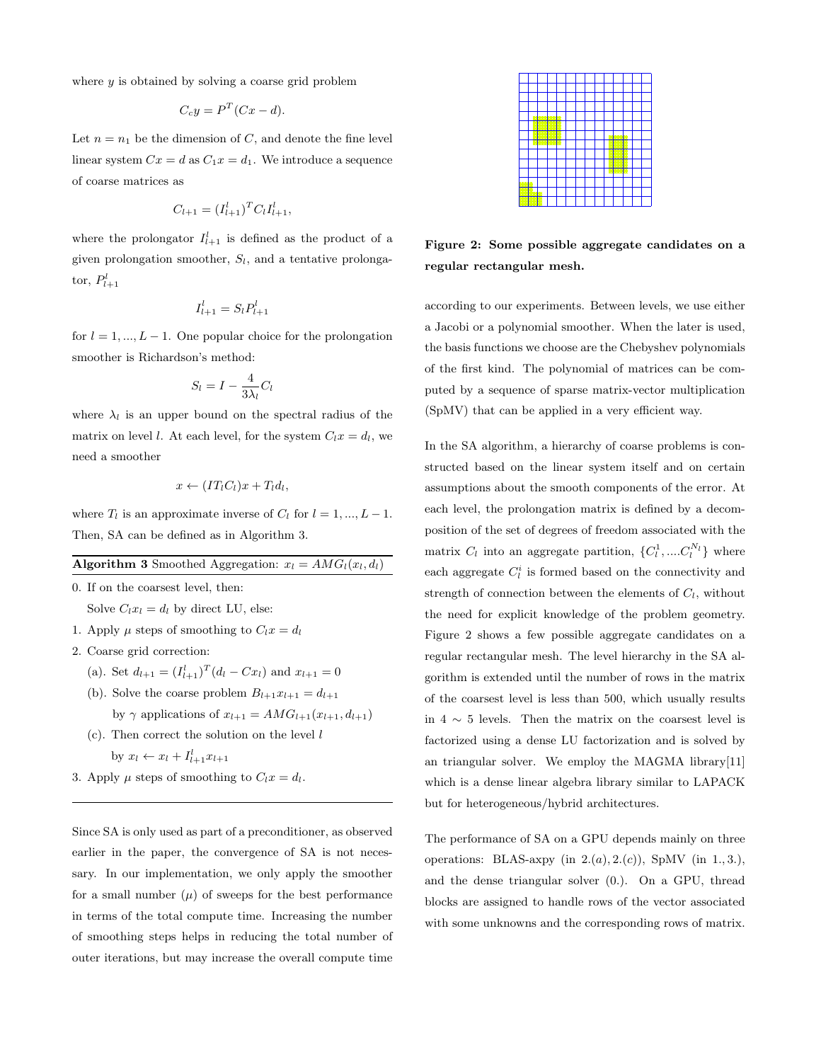where $y$ is obtained by solving a coarse grid problem

$$C_c y = P^T(Cx - d).$$

Let $n = n_1$ be the dimension of $C$, and denote the fine level linear system $Cx = d$ as $C_1 x = d_1$. We introduce a sequence of coarse matrices as

$$C_{l+1} = (I^l_{l+1})^T C_l I^l_{l+1},$$

where the prolongator $I^l_{l+1}$ is defined as the product of a given prolongation smoother, $S_l$, and a tentative prolongator, $P^l_{l+1}$

$$I^l_{l+1} = S_l P^l_{l+1}$$

for $l = 1, ..., L-1$. One popular choice for the prolongation smoother is Richardson's method:

$$S_l = I - \frac{4}{3\lambda_l} C_l$$

where $\lambda_l$ is an upper bound on the spectral radius of the matrix on level $l$. At each level, for the system $C_l x = d_l$, we need a smoother

$$x \leftarrow (IT_l C_l)x + T_l d_l,$$

where $T_l$ is an approximate inverse of $C_l$ for $l = 1, ..., L-1$. Then, SA can be defined as in Algorithm 3.

**Algorithm 3** Smoothed Aggregation: $x_l = AMG_l(x_l, d_l)$

0. If on the coarsest level, then:
   Solve $C_l x_l = d_l$ by direct LU, else:
1. Apply $\mu$ steps of smoothing to $C_l x = d_l$
2. Coarse grid correction:
   (a). Set $d_{l+1} = (I^l_{l+1})^T (d_l - C x_l)$ and $x_{l+1} = 0$
   (b). Solve the coarse problem $B_{l+1} x_{l+1} = d_{l+1}$ by $\gamma$ applications of $x_{l+1} = AMG_{l+1}(x_{l+1}, d_{l+1})$
   (c). Then correct the solution on the level $l$ by $x_l \leftarrow x_l + I^l_{l+1} x_{l+1}$
3. Apply $\mu$ steps of smoothing to $C_l x = d_l$.

Since SA is only used as part of a preconditioner, as observed earlier in the paper, the convergence of SA is not necessary. In our implementation, we only apply the smoother for a small number ($\mu$) of sweeps for the best performance in terms of the total compute time. Increasing the number of smoothing steps helps in reducing the total number of outer iterations, but may increase the overall compute time according to our experiments. Between levels, we use either a Jacobi or a polynomial smoother. When the later is used, the basis functions we choose are the Chebyshev polynomials of the first kind. The polynomial of matrices can be computed by a sequence of sparse matrix-vector multiplication (SpMV) that can be applied in a very efficient way.

**Figure 2: Some possible aggregate candidates on a regular rectangular mesh.**

In the SA algorithm, a hierarchy of coarse problems is constructed based on the linear system itself and on certain assumptions about the smooth components of the error. At each level, the prolongation matrix is defined by a decomposition of the set of degrees of freedom associated with the matrix $C_l$ into an aggregate partition, $\{C^1_l, ....C^{N_l}_l\}$ where each aggregate $C^i_l$ is formed based on the connectivity and strength of connection between the elements of $C_l$, without the need for explicit knowledge of the problem geometry. Figure 2 shows a few possible aggregate candidates on a regular rectangular mesh. The level hierarchy in the SA algorithm is extended until the number of rows in the matrix of the coarsest level is less than 500, which usually results in $4 \sim 5$ levels. Then the matrix on the coarsest level is factorized using a dense LU factorization and is solved by an triangular solver. We employ the MAGMA library[11] which is a dense linear algebra library similar to LAPACK but for heterogeneous/hybrid architectures.

The performance of SA on a GPU depends mainly on three operations: BLAS-axpy (in $2.(a), 2.(c)$), SpMV (in 1., 3.), and the dense triangular solver (0.). On a GPU, thread blocks are assigned to handle rows of the vector associated with some unknowns and the corresponding rows of matrix.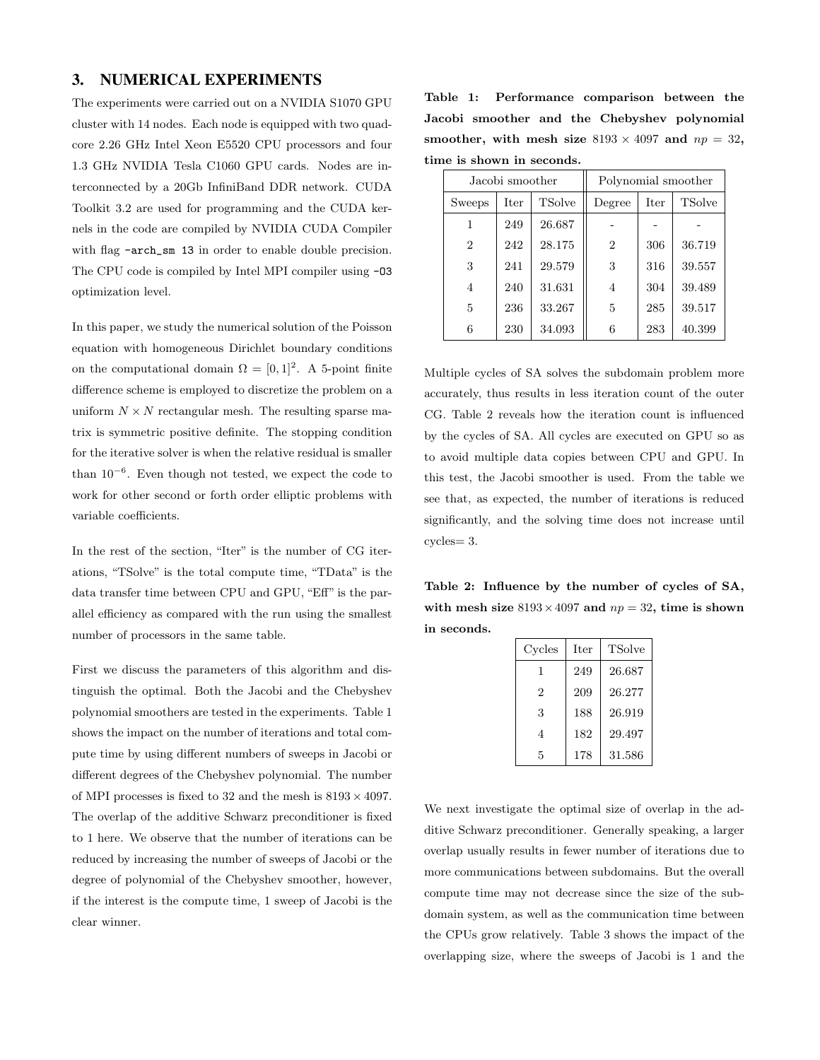## 3. NUMERICAL EXPERIMENTS

The experiments were carried out on a NVIDIA S1070 GPU cluster with 14 nodes. Each node is equipped with two quad-core 2.26 GHz Intel Xeon E5520 CPU processors and four 1.3 GHz NVIDIA Tesla C1060 GPU cards. Nodes are interconnected by a 20Gb InfiniBand DDR network. CUDA Toolkit 3.2 are used for programming and the CUDA kernels in the code are compiled by NVIDIA CUDA Compiler with flag `-arch_sm 13` in order to enable double precision. The CPU code is compiled by Intel MPI compiler using `-O3` optimization level.

In this paper, we study the numerical solution of the Poisson equation with homogeneous Dirichlet boundary conditions on the computational domain $\Omega = [0, 1]^2$. A 5-point finite difference scheme is employed to discretize the problem on a uniform $N \times N$ rectangular mesh. The resulting sparse matrix is symmetric positive definite. The stopping condition for the iterative solver is when the relative residual is smaller than $10^{-6}$. Even though not tested, we expect the code to work for other second or forth order elliptic problems with variable coefficients.

In the rest of the section, "Iter" is the number of CG iterations, "TSolve" is the total compute time, "TData" is the data transfer time between CPU and GPU, "Eff" is the parallel efficiency as compared with the run using the smallest number of processors in the same table.

First we discuss the parameters of this algorithm and distinguish the optimal. Both the Jacobi and the Chebyshev polynomial smoothers are tested in the experiments. Table 1 shows the impact on the number of iterations and total compute time by using different numbers of sweeps in Jacobi or different degrees of the Chebyshev polynomial. The number of MPI processes is fixed to 32 and the mesh is $8193 \times 4097$. The overlap of the additive Schwarz preconditioner is fixed to 1 here. We observe that the number of iterations can be reduced by increasing the number of sweeps of Jacobi or the degree of polynomial of the Chebyshev smoother, however, if the interest is the compute time, 1 sweep of Jacobi is the clear winner.

**Table 1: Performance comparison between the Jacobi smoother and the Chebyshev polynomial smoother, with mesh size $8193 \times 4097$ and $np = 32$, time is shown in seconds.**

| Jacobi smoother | | | Polynomial smoother | | |
|---|---|---|---|---|---|
| Sweeps | Iter | TSolve | Degree | Iter | TSolve |
| 1 | 249 | 26.687 | - | - | - |
| 2 | 242 | 28.175 | 2 | 306 | 36.719 |
| 3 | 241 | 29.579 | 3 | 316 | 39.557 |
| 4 | 240 | 31.631 | 4 | 304 | 39.489 |
| 5 | 236 | 33.267 | 5 | 285 | 39.517 |
| 6 | 230 | 34.093 | 6 | 283 | 40.399 |

Multiple cycles of SA solves the subdomain problem more accurately, thus results in less iteration count of the outer CG. Table 2 reveals how the iteration count is influenced by the cycles of SA. All cycles are executed on GPU so as to avoid multiple data copies between CPU and GPU. In this test, the Jacobi smoother is used. From the table we see that, as expected, the number of iterations is reduced significantly, and the solving time does not increase until cycles= 3.

**Table 2: Influence by the number of cycles of SA, with mesh size $8193 \times 4097$ and $np = 32$, time is shown in seconds.**

| Cycles | Iter | TSolve |
|---|---|---|
| 1 | 249 | 26.687 |
| 2 | 209 | 26.277 |
| 3 | 188 | 26.919 |
| 4 | 182 | 29.497 |
| 5 | 178 | 31.586 |

We next investigate the optimal size of overlap in the additive Schwarz preconditioner. Generally speaking, a larger overlap usually results in fewer number of iterations due to more communications between subdomains. But the overall compute time may not decrease since the size of the subdomain system, as well as the communication time between the CPUs grow relatively. Table 3 shows the impact of the overlapping size, where the sweeps of Jacobi is 1 and the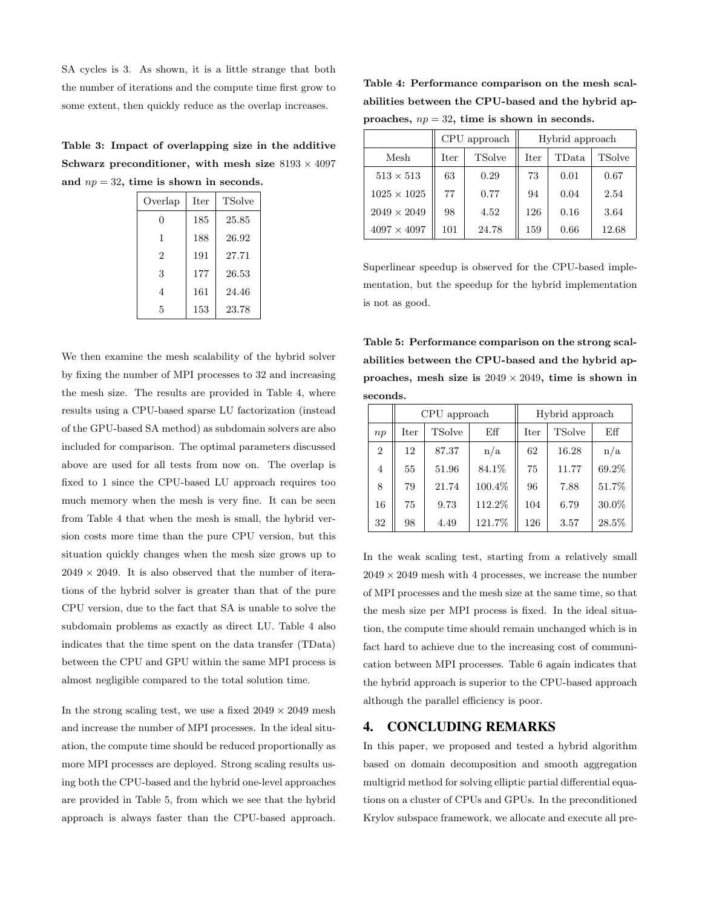SA cycles is 3. As shown, it is a little strange that both the number of iterations and the compute time first grow to some extent, then quickly reduce as the overlap increases.

**Table 3: Impact of overlapping size in the additive Schwarz preconditioner, with mesh size $8193 \times 4097$ and $np = 32$, time is shown in seconds.**

| Overlap | Iter | TSolve |
|---|---|---|
| 0 | 185 | 25.85 |
| 1 | 188 | 26.92 |
| 2 | 191 | 27.71 |
| 3 | 177 | 26.53 |
| 4 | 161 | 24.46 |
| 5 | 153 | 23.78 |

We then examine the mesh scalability of the hybrid solver by fixing the number of MPI processes to 32 and increasing the mesh size. The results are provided in Table 4, where results using a CPU-based sparse LU factorization (instead of the GPU-based SA method) as subdomain solvers are also included for comparison. The optimal parameters discussed above are used for all tests from now on. The overlap is fixed to 1 since the CPU-based LU approach requires too much memory when the mesh is very fine. It can be seen from Table 4 that when the mesh is small, the hybrid version costs more time than the pure CPU version, but this situation quickly changes when the mesh size grows up to $2049 \times 2049$. It is also observed that the number of iterations of the hybrid solver is greater than that of the pure CPU version, due to the fact that SA is unable to solve the subdomain problems as exactly as direct LU. Table 4 also indicates that the time spent on the data transfer (TData) between the CPU and GPU within the same MPI process is almost negligible compared to the total solution time.

In the strong scaling test, we use a fixed $2049 \times 2049$ mesh and increase the number of MPI processes. In the ideal situation, the compute time should be reduced proportionally as more MPI processes are deployed. Strong scaling results using both the CPU-based and the hybrid one-level approaches are provided in Table 5, from which we see that the hybrid approach is always faster than the CPU-based approach.

**Table 4: Performance comparison on the mesh scalabilities between the CPU-based and the hybrid approaches, $np = 32$, time is shown in seconds.**

| | CPU approach | | Hybrid approach | | |
|---|---|---|---|---|---|
| Mesh | Iter | TSolve | Iter | TData | TSolve |
| $513 \times 513$ | 63 | 0.29 | 73 | 0.01 | 0.67 |
| $1025 \times 1025$ | 77 | 0.77 | 94 | 0.04 | 2.54 |
| $2049 \times 2049$ | 98 | 4.52 | 126 | 0.16 | 3.64 |
| $4097 \times 4097$ | 101 | 24.78 | 159 | 0.66 | 12.68 |

Superlinear speedup is observed for the CPU-based implementation, but the speedup for the hybrid implementation is not as good.

**Table 5: Performance comparison on the strong scalabilities between the CPU-based and the hybrid approaches, mesh size is $2049 \times 2049$, time is shown in seconds.**

| | CPU approach | | | Hybrid approach | | |
|---|---|---|---|---|---|---|
| $np$ | Iter | TSolve | Eff | Iter | TSolve | Eff |
| 2 | 12 | 87.37 | n/a | 62 | 16.28 | n/a |
| 4 | 55 | 51.96 | 84.1% | 75 | 11.77 | 69.2% |
| 8 | 79 | 21.74 | 100.4% | 96 | 7.88 | 51.7% |
| 16 | 75 | 9.73 | 112.2% | 104 | 6.79 | 30.0% |
| 32 | 98 | 4.49 | 121.7% | 126 | 3.57 | 28.5% |

In the weak scaling test, starting from a relatively small $2049 \times 2049$ mesh with 4 processes, we increase the number of MPI processes and the mesh size at the same time, so that the mesh size per MPI process is fixed. In the ideal situation, the compute time should remain unchanged which is in fact hard to achieve due to the increasing cost of communication between MPI processes. Table 6 again indicates that the hybrid approach is superior to the CPU-based approach although the parallel efficiency is poor.

## 4. CONCLUDING REMARKS

In this paper, we proposed and tested a hybrid algorithm based on domain decomposition and smooth aggregation multigrid method for solving elliptic partial differential equations on a cluster of CPUs and GPUs. In the preconditioned Krylov subspace framework, we allocate and execute all pre-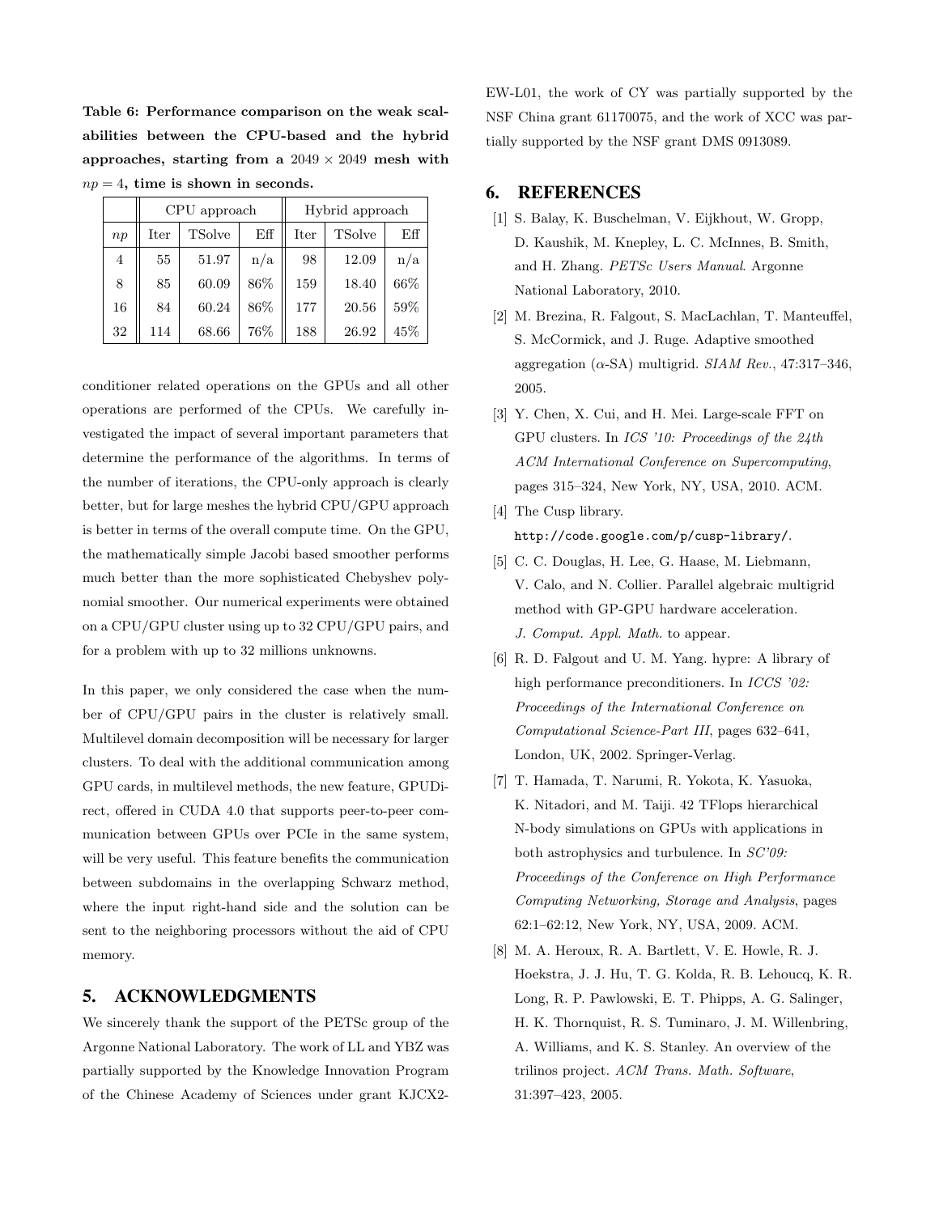**Table 6: Performance comparison on the weak scalabilities between the CPU-based and the hybrid approaches, starting from a $2049 \times 2049$ mesh with $np = 4$, time is shown in seconds.**

| | CPU approach | | | Hybrid approach | | |
|---|---|---|---|---|---|---|
| $np$ | Iter | TSolve | Eff | Iter | TSolve | Eff |
| 4 | 55 | 51.97 | n/a | 98 | 12.09 | n/a |
| 8 | 85 | 60.09 | 86% | 159 | 18.40 | 66% |
| 16 | 84 | 60.24 | 86% | 177 | 20.56 | 59% |
| 32 | 114 | 68.66 | 76% | 188 | 26.92 | 45% |

conditioner related operations on the GPUs and all other operations are performed of the CPUs. We carefully investigated the impact of several important parameters that determine the performance of the algorithms. In terms of the number of iterations, the CPU-only approach is clearly better, but for large meshes the hybrid CPU/GPU approach is better in terms of the overall compute time. On the GPU, the mathematically simple Jacobi based smoother performs much better than the more sophisticated Chebyshev polynomial smoother. Our numerical experiments were obtained on a CPU/GPU cluster using up to 32 CPU/GPU pairs, and for a problem with up to 32 millions unknowns.

In this paper, we only considered the case when the number of CPU/GPU pairs in the cluster is relatively small. Multilevel domain decomposition will be necessary for larger clusters. To deal with the additional communication among GPU cards, in multilevel methods, the new feature, GPUDirect, offered in CUDA 4.0 that supports peer-to-peer communication between GPUs over PCIe in the same system, will be very useful. This feature benefits the communication between subdomains in the overlapping Schwarz method, where the input right-hand side and the solution can be sent to the neighboring processors without the aid of CPU memory.

## 5. ACKNOWLEDGMENTS

We sincerely thank the support of the PETSc group of the Argonne National Laboratory. The work of LL and YBZ was partially supported by the Knowledge Innovation Program of the Chinese Academy of Sciences under grant KJCX2-EW-L01, the work of CY was partially supported by the NSF China grant 61170075, and the work of XCC was partially supported by the NSF grant DMS 0913089.

## 6. REFERENCES

[1] S. Balay, K. Buschelman, V. Eijkhout, W. Gropp, D. Kaushik, M. Knepley, L. C. McInnes, B. Smith, and H. Zhang. *PETSc Users Manual*. Argonne National Laboratory, 2010.

[2] M. Brezina, R. Falgout, S. MacLachlan, T. Manteuffel, S. McCormick, and J. Ruge. Adaptive smoothed aggregation ($\alpha$-SA) multigrid. *SIAM Rev.*, 47:317–346, 2005.

[3] Y. Chen, X. Cui, and H. Mei. Large-scale FFT on GPU clusters. In *ICS '10: Proceedings of the 24th ACM International Conference on Supercomputing*, pages 315–324, New York, NY, USA, 2010. ACM.

[4] The Cusp library. `http://code.google.com/p/cusp-library/`.

[5] C. C. Douglas, H. Lee, G. Haase, M. Liebmann, V. Calo, and N. Collier. Parallel algebraic multigrid method with GP-GPU hardware acceleration. *J. Comput. Appl. Math.* to appear.

[6] R. D. Falgout and U. M. Yang. hypre: A library of high performance preconditioners. In *ICCS '02: Proceedings of the International Conference on Computational Science-Part III*, pages 632–641, London, UK, 2002. Springer-Verlag.

[7] T. Hamada, T. Narumi, R. Yokota, K. Yasuoka, K. Nitadori, and M. Taiji. 42 TFlops hierarchical N-body simulations on GPUs with applications in both astrophysics and turbulence. In *SC'09: Proceedings of the Conference on High Performance Computing Networking, Storage and Analysis*, pages 62:1–62:12, New York, NY, USA, 2009. ACM.

[8] M. A. Heroux, R. A. Bartlett, V. E. Howle, R. J. Hoekstra, J. J. Hu, T. G. Kolda, R. B. Lehoucq, K. R. Long, R. P. Pawlowski, E. T. Phipps, A. G. Salinger, H. K. Thornquist, R. S. Tuminaro, J. M. Willenbring, A. Williams, and K. S. Stanley. An overview of the trilinos project. *ACM Trans. Math. Software*, 31:397–423, 2005.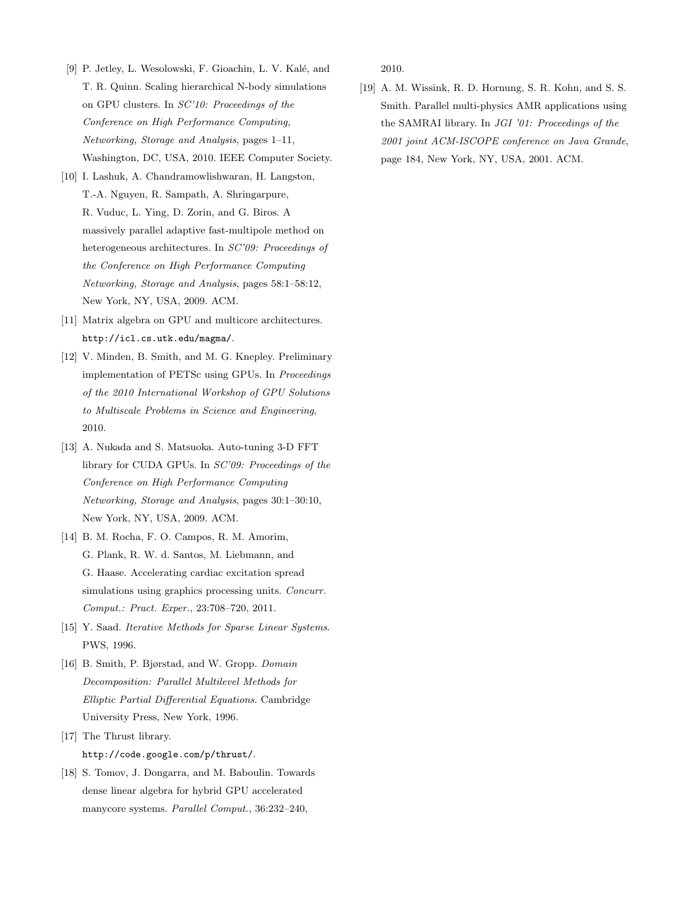[9] P. Jetley, L. Wesolowski, F. Gioachin, L. V. Kalé, and T. R. Quinn. Scaling hierarchical N-body simulations on GPU clusters. In *SC'10: Proceedings of the Conference on High Performance Computing, Networking, Storage and Analysis*, pages 1–11, Washington, DC, USA, 2010. IEEE Computer Society.

[10] I. Lashuk, A. Chandramowlishwaran, H. Langston, T.-A. Nguyen, R. Sampath, A. Shringarpure, R. Vuduc, L. Ying, D. Zorin, and G. Biros. A massively parallel adaptive fast-multipole method on heterogeneous architectures. In *SC'09: Proceedings of the Conference on High Performance Computing Networking, Storage and Analysis*, pages 58:1–58:12, New York, NY, USA, 2009. ACM.

[11] Matrix algebra on GPU and multicore architectures. `http://icl.cs.utk.edu/magma/`.

[12] V. Minden, B. Smith, and M. G. Knepley. Preliminary implementation of PETSc using GPUs. In *Proceedings of the 2010 International Workshop of GPU Solutions to Multiscale Problems in Science and Engineering*, 2010.

[13] A. Nukada and S. Matsuoka. Auto-tuning 3-D FFT library for CUDA GPUs. In *SC'09: Proceedings of the Conference on High Performance Computing Networking, Storage and Analysis*, pages 30:1–30:10, New York, NY, USA, 2009. ACM.

[14] B. M. Rocha, F. O. Campos, R. M. Amorim, G. Plank, R. W. d. Santos, M. Liebmann, and G. Haase. Accelerating cardiac excitation spread simulations using graphics processing units. *Concurr. Comput.: Pract. Exper.*, 23:708–720, 2011.

[15] Y. Saad. *Iterative Methods for Sparse Linear Systems*. PWS, 1996.

[16] B. Smith, P. Bjørstad, and W. Gropp. *Domain Decomposition: Parallel Multilevel Methods for Elliptic Partial Differential Equations*. Cambridge University Press, New York, 1996.

[17] The Thrust library. `http://code.google.com/p/thrust/`.

[18] S. Tomov, J. Dongarra, and M. Baboulin. Towards dense linear algebra for hybrid GPU accelerated manycore systems. *Parallel Comput.*, 36:232–240, 2010.

[19] A. M. Wissink, R. D. Hornung, S. R. Kohn, and S. S. Smith. Parallel multi-physics AMR applications using the SAMRAI library. In *JGI '01: Proceedings of the 2001 joint ACM-ISCOPE conference on Java Grande*, page 184, New York, NY, USA, 2001. ACM.